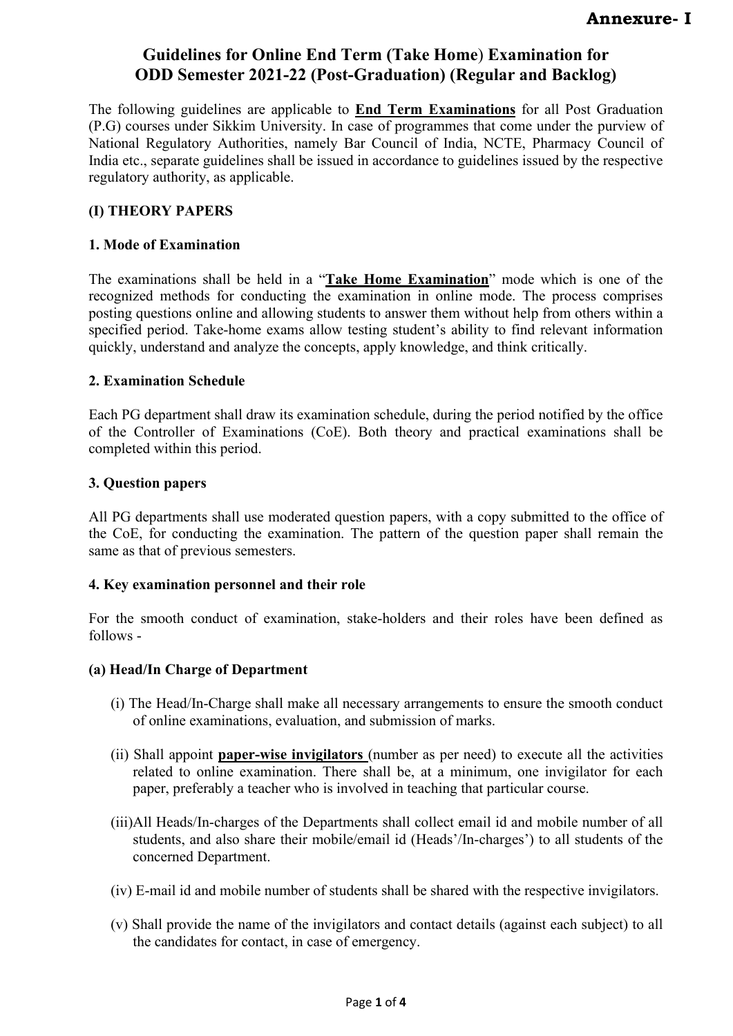**Annexure- I**

# Guidelines for Online End Term (Take Home) Examination for ODD Semester 2021-22 (Post-Graduation) (Regular and Backlog)

The following guidelines are applicable to **End Term Examinations** for all Post Graduation (P.G) courses under Sikkim University. In case of programmes that come under the purview of National Regulatory Authorities, namely Bar Council of India, NCTE, Pharmacy Council of India etc., separate guidelines shall be issued in accordance to guidelines issued by the respective regulatory authority, as applicable.

## (I) THEORY PAPERS

### 1. Mode of Examination

The examinations shall be held in a "**Take Home Examination**" mode which is one of the recognized methods for conducting the examination in online mode. The process comprises posting questions online and allowing students to answer them without help from others within a specified period. Take-home exams allow testing student's ability to find relevant information quickly, understand and analyze the concepts, apply knowledge, and think critically.

### 2. Examination Schedule

Each PG department shall draw its examination schedule, during the period notified by the office of the Controller of Examinations (CoE). Both theory and practical examinations shall be completed within this period.

### 3. Question papers

All PG departments shall use moderated question papers, with a copy submitted to the office of the CoE, for conducting the examination. The pattern of the question paper shall remain the same as that of previous semesters.

### 4. Key examination personnel and their role

For the smooth conduct of examination, stake-holders and their roles have been defined as follows -

#### (a) Head/In Charge of Department

(i) The Head/In-Charge shall make all necessary arrangements to ensure the smooth conduct of online examinations, evaluation, and submission of marks.

(ii) Shall appoint **paper-wise invigilators** (number as per need) to execute all the activities related to online examination. There shall be, at a minimum, one invigilator for each paper, preferably a teacher who is involved in teaching that particular course.

(iii) All Heads/In-charges of the Departments shall collect email id and mobile number of all students, and also share their mobile/email id (Heads'/In-charges') to all students of the concerned Department.

(iv) E-mail id and mobile number of students shall be shared with the respective invigilators.

(v) Shall provide the name of the invigilators and contact details (against each subject) to all the candidates for contact, in case of emergency.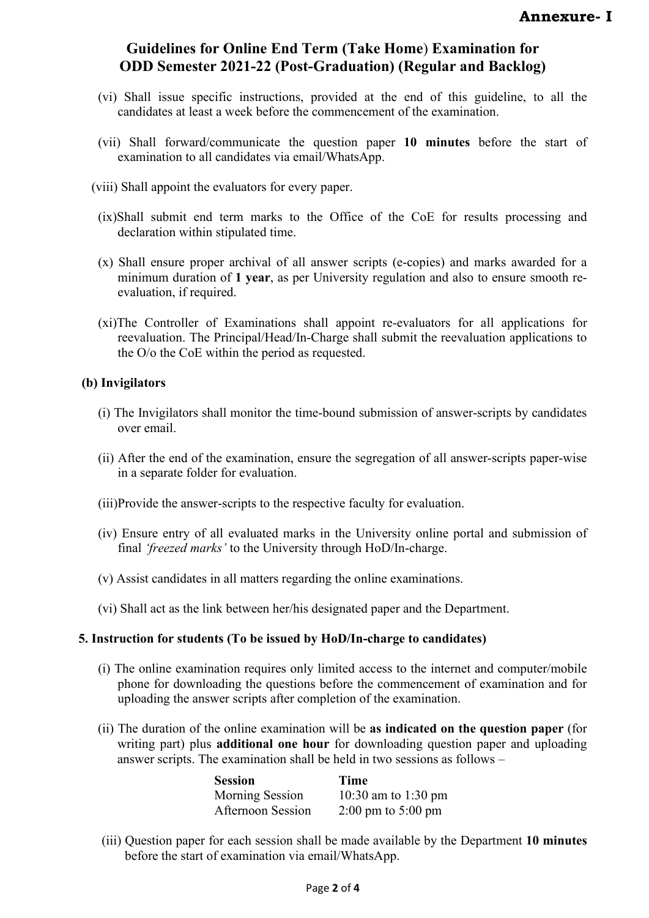**Annexure- I**

# Guidelines for Online End Term (Take Home) Examination for ODD Semester 2021-22 (Post-Graduation) (Regular and Backlog)

(vi) Shall issue specific instructions, provided at the end of this guideline, to all the candidates at least a week before the commencement of the examination.

(vii) Shall forward/communicate the question paper **10 minutes** before the start of examination to all candidates via email/WhatsApp.

(viii) Shall appoint the evaluators for every paper.

(ix)Shall submit end term marks to the Office of the CoE for results processing and declaration within stipulated time.

(x) Shall ensure proper archival of all answer scripts (e-copies) and marks awarded for a minimum duration of **1 year**, as per University regulation and also to ensure smooth re-evaluation, if required.

(xi)The Controller of Examinations shall appoint re-evaluators for all applications for reevaluation. The Principal/Head/In-Charge shall submit the reevaluation applications to the O/o the CoE within the period as requested.

**(b) Invigilators**

(i) The Invigilators shall monitor the time-bound submission of answer-scripts by candidates over email.

(ii) After the end of the examination, ensure the segregation of all answer-scripts paper-wise in a separate folder for evaluation.

(iii)Provide the answer-scripts to the respective faculty for evaluation.

(iv) Ensure entry of all evaluated marks in the University online portal and submission of final *'freezed marks'* to the University through HoD/In-charge.

(v) Assist candidates in all matters regarding the online examinations.

(vi) Shall act as the link between her/his designated paper and the Department.

**5. Instruction for students (To be issued by HoD/In-charge to candidates)**

(i) The online examination requires only limited access to the internet and computer/mobile phone for downloading the questions before the commencement of examination and for uploading the answer scripts after completion of the examination.

(ii) The duration of the online examination will be **as indicated on the question paper** (for writing part) plus **additional one hour** for downloading question paper and uploading answer scripts. The examination shall be held in two sessions as follows –

| **Session** | **Time** |
|---|---|
| Morning Session | 10:30 am to 1:30 pm |
| Afternoon Session | 2:00 pm to 5:00 pm |

(iii) Question paper for each session shall be made available by the Department **10 minutes** before the start of examination via email/WhatsApp.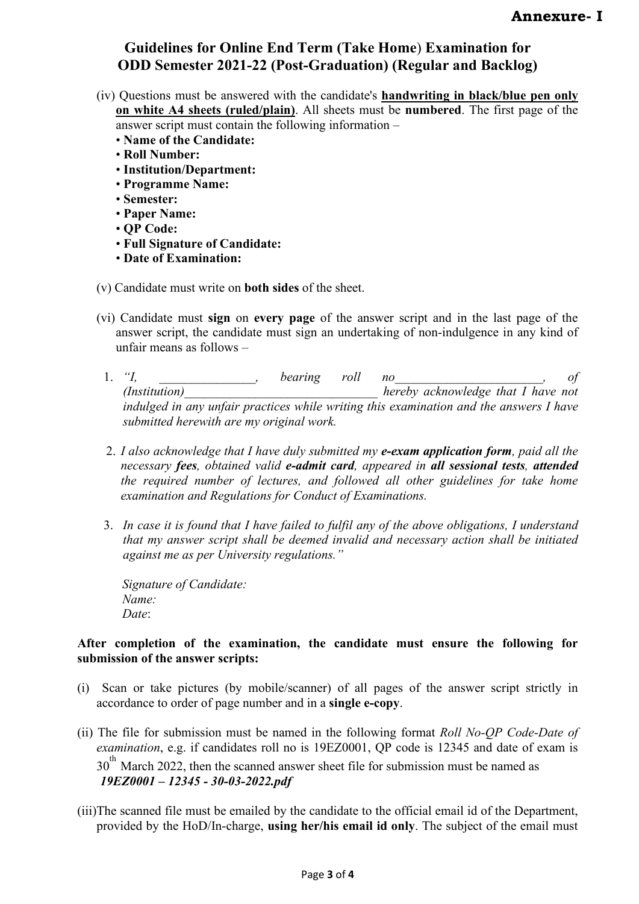**Annexure- I**

## Guidelines for Online End Term (Take Home) Examination for ODD Semester 2021-22 (Post-Graduation) (Regular and Backlog)

(iv) Questions must be answered with the candidate's **handwriting in black/blue pen only on white A4 sheets (ruled/plain)**. All sheets must be **numbered**. The first page of the answer script must contain the following information –

- **Name of the Candidate:**
- **Roll Number:**
- **Institution/Department:**
- **Programme Name:**
- **Semester:**
- **Paper Name:**
- **QP Code:**
- **Full Signature of Candidate:**
- **Date of Examination:**

(v) Candidate must write on **both sides** of the sheet.

(vi) Candidate must **sign** on **every page** of the answer script and in the last page of the answer script, the candidate must sign an undertaking of non-indulgence in any kind of unfair means as follows –

1. *"I, _______________, bearing roll no_______________________, of (Institution)______________________________ hereby acknowledge that I have not indulged in any unfair practices while writing this examination and the answers I have submitted herewith are my original work.*
2. *I also acknowledge that I have duly submitted my **e-exam application form**, paid all the necessary **fees**, obtained valid **e-admit card**, appeared in **all sessional tests**, **attended** the required number of lectures, and followed all other guidelines for take home examination and Regulations for Conduct of Examinations.*
3. *In case it is found that I have failed to fulfil any of the above obligations, I understand that my answer script shall be deemed invalid and necessary action shall be initiated against me as per University regulations."*

*Signature of Candidate:*
*Name:*
*Date*:

**After completion of the examination, the candidate must ensure the following for submission of the answer scripts:**

(i) Scan or take pictures (by mobile/scanner) of all pages of the answer script strictly in accordance to order of page number and in a **single e-copy**.

(ii) The file for submission must be named in the following format *Roll No-QP Code-Date of examination*, e.g. if candidates roll no is 19EZ0001, QP code is 12345 and date of exam is 30th March 2022, then the scanned answer sheet file for submission must be named as ***19EZ0001 – 12345 - 30-03-2022.pdf***

(iii) The scanned file must be emailed by the candidate to the official email id of the Department, provided by the HoD/In-charge, **using her/his email id only**. The subject of the email must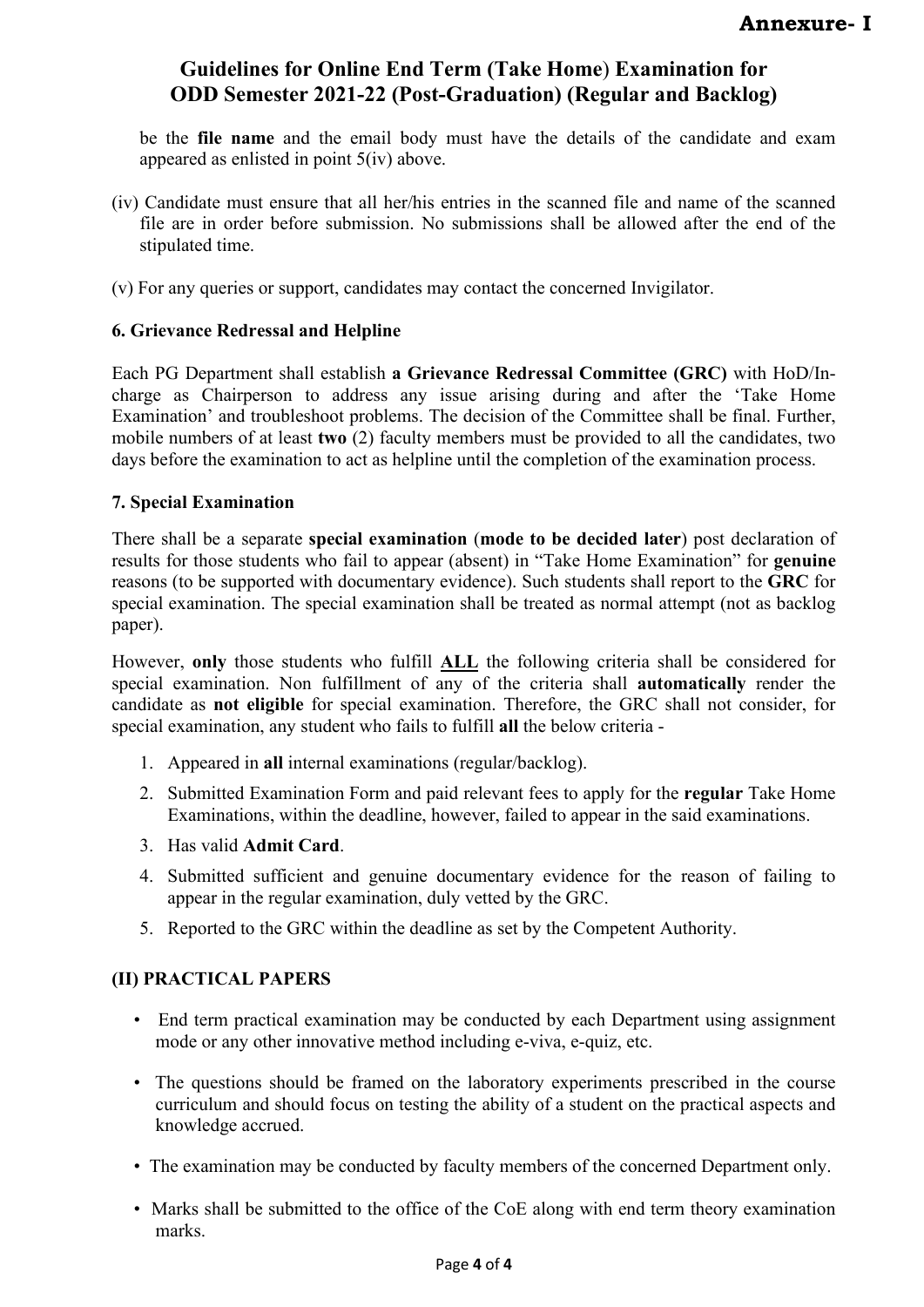**Annexure- I**

## Guidelines for Online End Term (Take Home) Examination for ODD Semester 2021-22 (Post-Graduation) (Regular and Backlog)

be the **file name** and the email body must have the details of the candidate and exam appeared as enlisted in point 5(iv) above.

(iv) Candidate must ensure that all her/his entries in the scanned file and name of the scanned file are in order before submission. No submissions shall be allowed after the end of the stipulated time.

(v) For any queries or support, candidates may contact the concerned Invigilator.

### 6. Grievance Redressal and Helpline

Each PG Department shall establish **a Grievance Redressal Committee (GRC)** with HoD/In-charge as Chairperson to address any issue arising during and after the 'Take Home Examination' and troubleshoot problems. The decision of the Committee shall be final. Further, mobile numbers of at least **two** (2) faculty members must be provided to all the candidates, two days before the examination to act as helpline until the completion of the examination process.

### 7. Special Examination

There shall be a separate **special examination** (**mode to be decided later**) post declaration of results for those students who fail to appear (absent) in "Take Home Examination" for **genuine** reasons (to be supported with documentary evidence). Such students shall report to the **GRC** for special examination. The special examination shall be treated as normal attempt (not as backlog paper).

However, **only** those students who fulfill **ALL** the following criteria shall be considered for special examination. Non fulfillment of any of the criteria shall **automatically** render the candidate as **not eligible** for special examination. Therefore, the GRC shall not consider, for special examination, any student who fails to fulfill **all** the below criteria -

1. Appeared in **all** internal examinations (regular/backlog).
2. Submitted Examination Form and paid relevant fees to apply for the **regular** Take Home Examinations, within the deadline, however, failed to appear in the said examinations.
3. Has valid **Admit Card**.
4. Submitted sufficient and genuine documentary evidence for the reason of failing to appear in the regular examination, duly vetted by the GRC.
5. Reported to the GRC within the deadline as set by the Competent Authority.

### (II) PRACTICAL PAPERS

- End term practical examination may be conducted by each Department using assignment mode or any other innovative method including e-viva, e-quiz, etc.
- The questions should be framed on the laboratory experiments prescribed in the course curriculum and should focus on testing the ability of a student on the practical aspects and knowledge accrued.
- The examination may be conducted by faculty members of the concerned Department only.
- Marks shall be submitted to the office of the CoE along with end term theory examination marks.